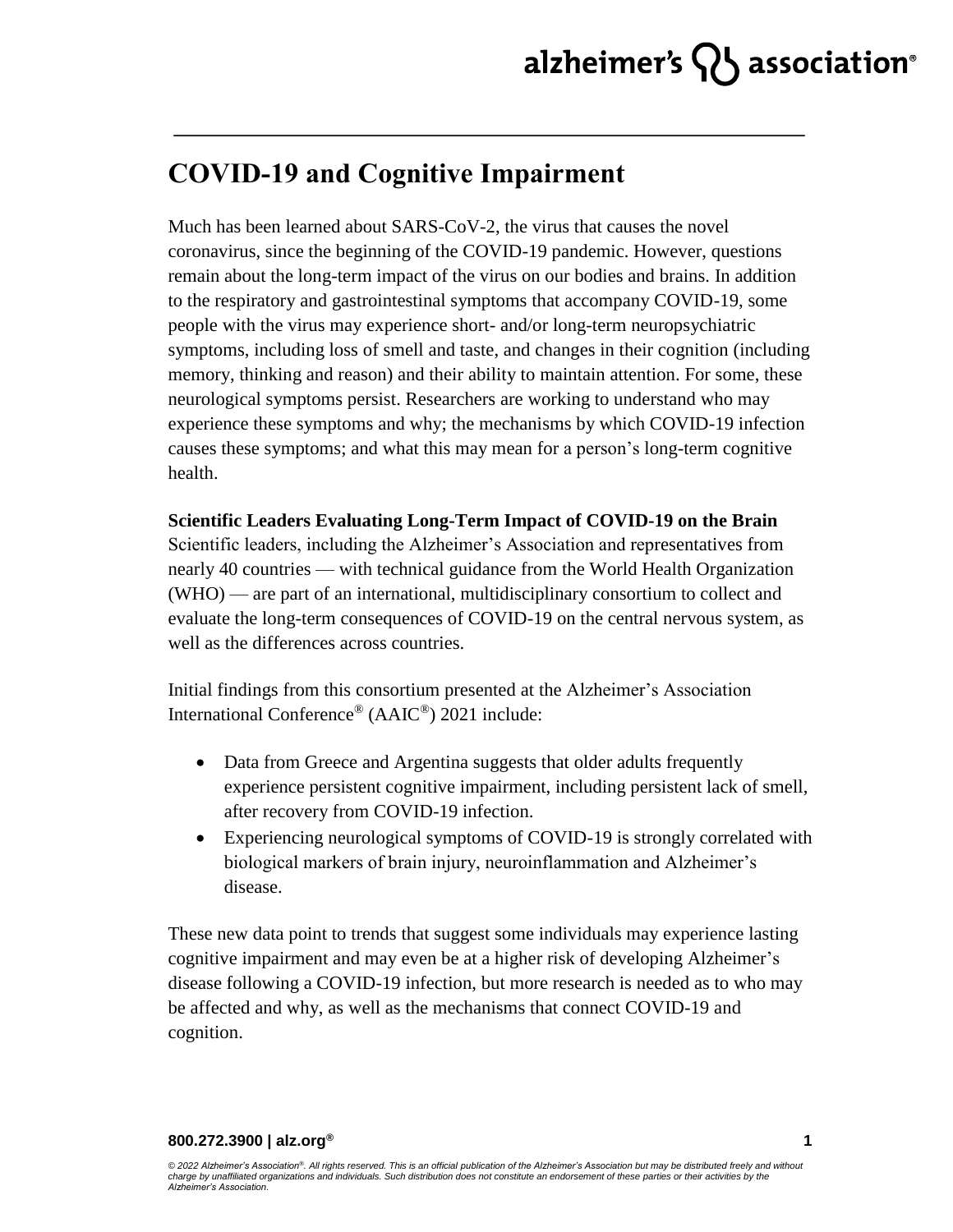# COVID-19 and Cognitive Impairment

Much has been learned about SARS-CoV-2, the virus that causes the novel coronavirus, since the beginning of the COVID-19 pandemic. However, questions remain about the long-term impact of the virus on our bodies and brains. In addition to the respiratory and gastrointestinal symptoms that accompany COVID-19, some people with the virus may experience short- and/or long-term neuropsychiatric symptoms, including loss of smell and taste, and changes in their cognition (including memory, thinking and reason) and their ability to maintain attention. For some, these neurological symptoms persist. Researchers are working to understand who may experience these symptoms and why; the mechanisms by which COVID-19 infection causes these symptoms; and what this may mean for a person's long-term cognitive health.

**Scientific Leaders Evaluating Long-Term Impact of COVID-19 on the Brain**

Scientific leaders, including the Alzheimer's Association and representatives from nearly 40 countries — with technical guidance from the World Health Organization (WHO) — are part of an international, multidisciplinary consortium to collect and evaluate the long-term consequences of COVID-19 on the central nervous system, as well as the differences across countries.

Initial findings from this consortium presented at the Alzheimer's Association International Conference® (AAIC®) 2021 include:

- Data from Greece and Argentina suggests that older adults frequently experience persistent cognitive impairment, including persistent lack of smell, after recovery from COVID-19 infection.
- Experiencing neurological symptoms of COVID-19 is strongly correlated with biological markers of brain injury, neuroinflammation and Alzheimer's disease.

These new data point to trends that suggest some individuals may experience lasting cognitive impairment and may even be at a higher risk of developing Alzheimer's disease following a COVID-19 infection, but more research is needed as to who may be affected and why, as well as the mechanisms that connect COVID-19 and cognition.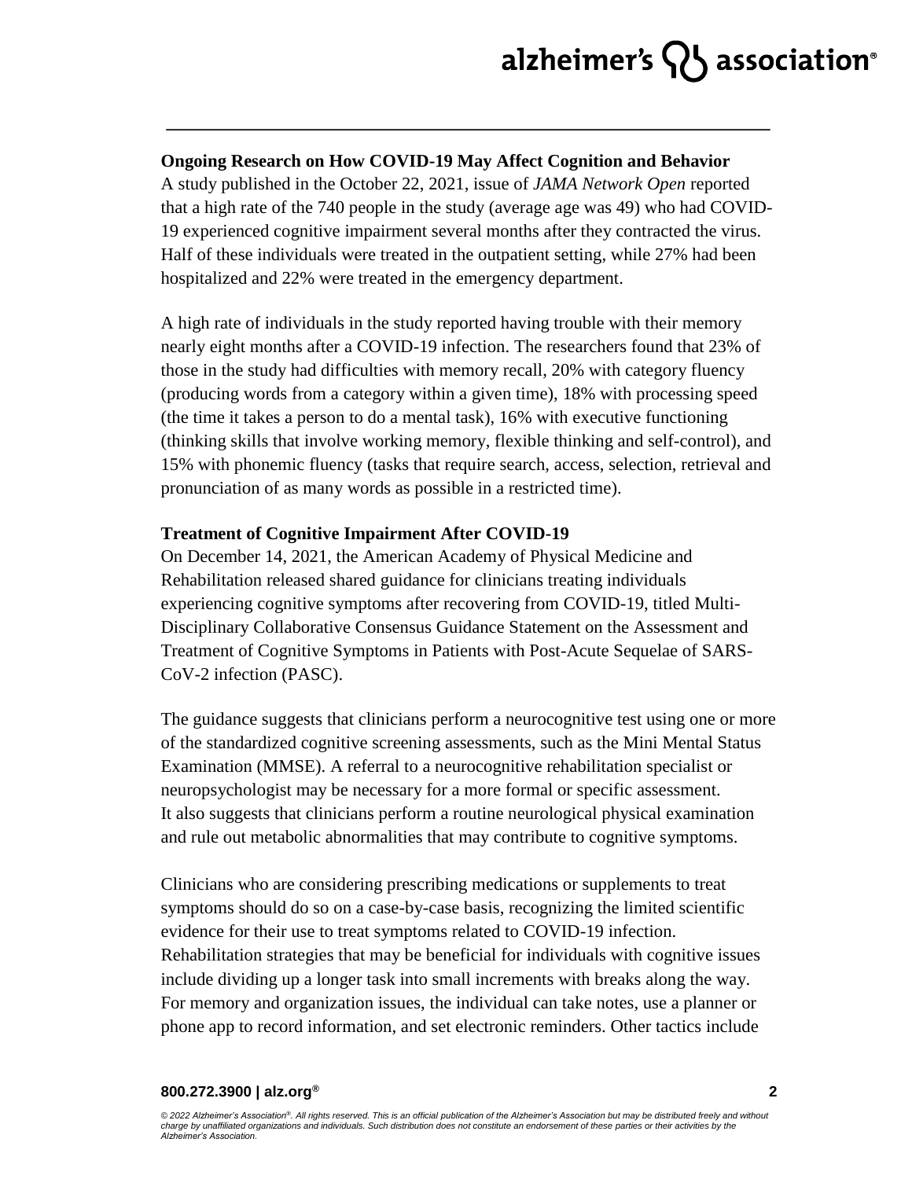**Ongoing Research on How COVID-19 May Affect Cognition and Behavior**

A study published in the October 22, 2021, issue of *JAMA Network Open* reported that a high rate of the 740 people in the study (average age was 49) who had COVID-19 experienced cognitive impairment several months after they contracted the virus. Half of these individuals were treated in the outpatient setting, while 27% had been hospitalized and 22% were treated in the emergency department.

A high rate of individuals in the study reported having trouble with their memory nearly eight months after a COVID-19 infection. The researchers found that 23% of those in the study had difficulties with memory recall, 20% with category fluency (producing words from a category within a given time), 18% with processing speed (the time it takes a person to do a mental task), 16% with executive functioning (thinking skills that involve working memory, flexible thinking and self-control), and 15% with phonemic fluency (tasks that require search, access, selection, retrieval and pronunciation of as many words as possible in a restricted time).

**Treatment of Cognitive Impairment After COVID-19**

On December 14, 2021, the American Academy of Physical Medicine and Rehabilitation released shared guidance for clinicians treating individuals experiencing cognitive symptoms after recovering from COVID-19, titled Multi-Disciplinary Collaborative Consensus Guidance Statement on the Assessment and Treatment of Cognitive Symptoms in Patients with Post-Acute Sequelae of SARS-CoV-2 infection (PASC).

The guidance suggests that clinicians perform a neurocognitive test using one or more of the standardized cognitive screening assessments, such as the Mini Mental Status Examination (MMSE). A referral to a neurocognitive rehabilitation specialist or neuropsychologist may be necessary for a more formal or specific assessment. It also suggests that clinicians perform a routine neurological physical examination and rule out metabolic abnormalities that may contribute to cognitive symptoms.

Clinicians who are considering prescribing medications or supplements to treat symptoms should do so on a case-by-case basis, recognizing the limited scientific evidence for their use to treat symptoms related to COVID-19 infection. Rehabilitation strategies that may be beneficial for individuals with cognitive issues include dividing up a longer task into small increments with breaks along the way. For memory and organization issues, the individual can take notes, use a planner or phone app to record information, and set electronic reminders. Other tactics include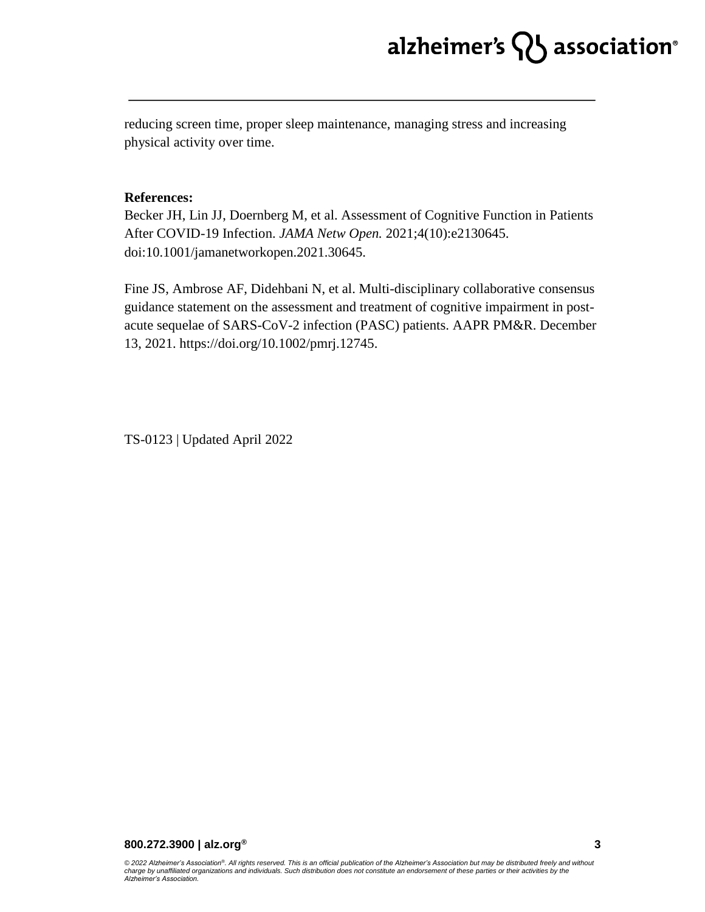reducing screen time, proper sleep maintenance, managing stress and increasing physical activity over time.

**References:**

Becker JH, Lin JJ, Doernberg M, et al. Assessment of Cognitive Function in Patients After COVID-19 Infection. *JAMA Netw Open.* 2021;4(10):e2130645. doi:10.1001/jamanetworkopen.2021.30645.

Fine JS, Ambrose AF, Didehbani N, et al. Multi-disciplinary collaborative consensus guidance statement on the assessment and treatment of cognitive impairment in post-acute sequelae of SARS-CoV-2 infection (PASC) patients. AAPR PM&R. December 13, 2021. https://doi.org/10.1002/pmrj.12745.

TS-0123 | Updated April 2022